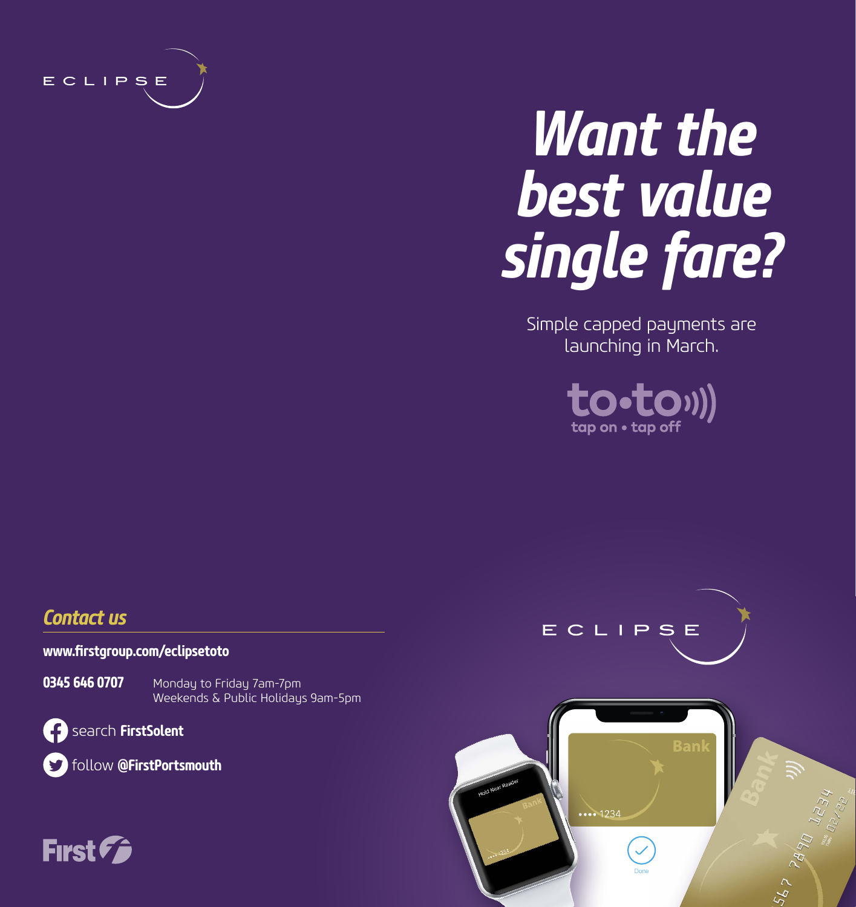ECLIPSE

# Want the best value single fare?

Simple capped payments are launching in March.

to•to
tap on • tap off

## Contact us

**www.firstgroup.com/eclipsetoto**

**0345 646 0707** Monday to Friday 7am-7pm
Weekends & Public Holidays 9am-5pm

search **FirstSolent**

follow **@FirstPortsmouth**

First

ECLIPSE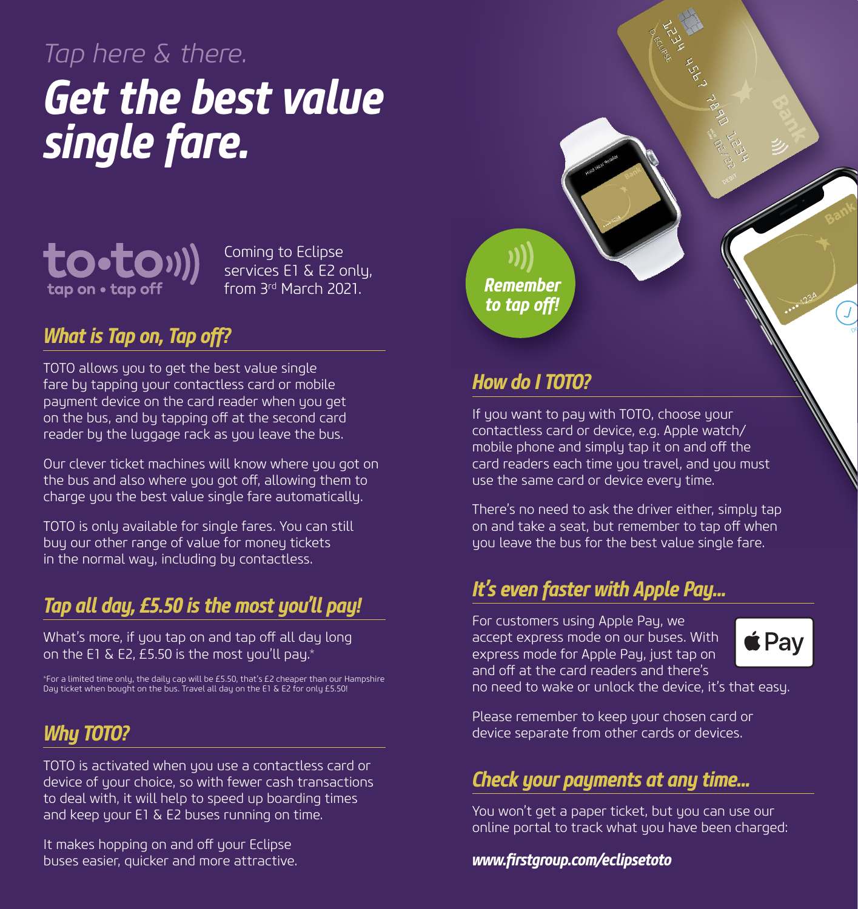*Tap here & there.*

# ***Get the best value single fare.***

**to•to** tap on • tap off

Coming to Eclipse services E1 & E2 only, from 3rd March 2021.

## *What is Tap on, Tap off?*

TOTO allows you to get the best value single fare by tapping your contactless card or mobile payment device on the card reader when you get on the bus, and by tapping off at the second card reader by the luggage rack as you leave the bus.

Our clever ticket machines will know where you got on the bus and also where you got off, allowing them to charge you the best value single fare automatically.

TOTO is only available for single fares. You can still buy our other range of value for money tickets in the normal way, including by contactless.

## *Tap all day, £5.50 is the most you'll pay!*

What's more, if you tap on and tap off all day long on the E1 & E2, £5.50 is the most you'll pay.*

*For a limited time only, the daily cap will be £5.50, that's £2 cheaper than our Hampshire Day ticket when bought on the bus. Travel all day on the E1 & E2 for only £5.50!

## *Why TOTO?*

TOTO is activated when you use a contactless card or device of your choice, so with fewer cash transactions to deal with, it will help to speed up boarding times and keep your E1 & E2 buses running on time.

It makes hopping on and off your Eclipse buses easier, quicker and more attractive.

***Remember to tap off!***

## *How do I TOTO?*

If you want to pay with TOTO, choose your contactless card or device, e.g. Apple watch/ mobile phone and simply tap it on and off the card readers each time you travel, and you must use the same card or device every time.

There's no need to ask the driver either, simply tap on and take a seat, but remember to tap off when you leave the bus for the best value single fare.

## *It's even faster with Apple Pay...*

For customers using Apple Pay, we accept express mode on our buses. With express mode for Apple Pay, just tap on and off at the card readers and there's no need to wake or unlock the device, it's that easy.

Please remember to keep your chosen card or device separate from other cards or devices.

## *Check your payments at any time...*

You won't get a paper ticket, but you can use our online portal to track what you have been charged:

***www.firstgroup.com/eclipsetoto***